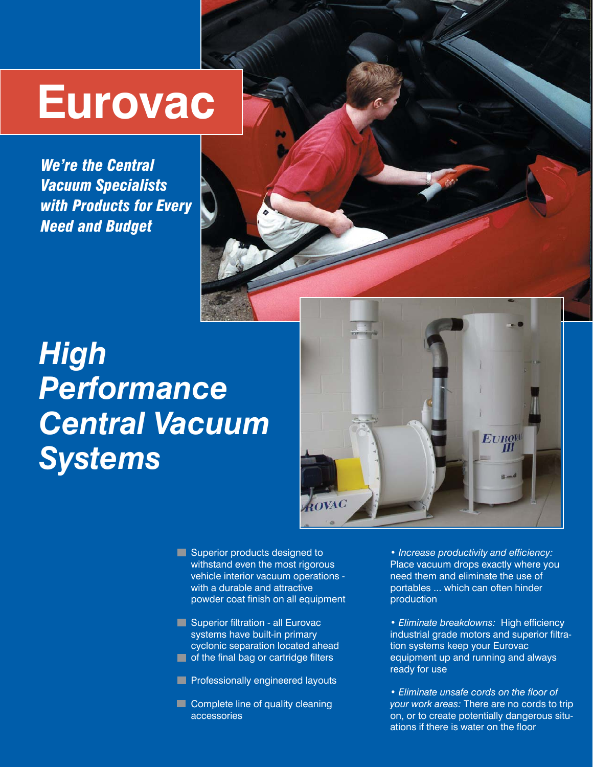# Eurovac

***We're the Central Vacuum Specialists with Products for Every Need and Budget***

## *High Performance Central Vacuum Systems*

- Superior products designed to withstand even the most rigorous vehicle interior vacuum operations - with a durable and attractive powder coat finish on all equipment
- Superior filtration - all Eurovac systems have built-in primary cyclonic separation located ahead of the final bag or cartridge filters
- Professionally engineered layouts
- Complete line of quality cleaning accessories

• *Increase productivity and efficiency:* Place vacuum drops exactly where you need them and eliminate the use of portables ... which can often hinder production

• *Eliminate breakdowns:* High efficiency industrial grade motors and superior filtration systems keep your Eurovac equipment up and running and always ready for use

• *Eliminate unsafe cords on the floor of your work areas:* There are no cords to trip on, or to create potentially dangerous situations if there is water on the floor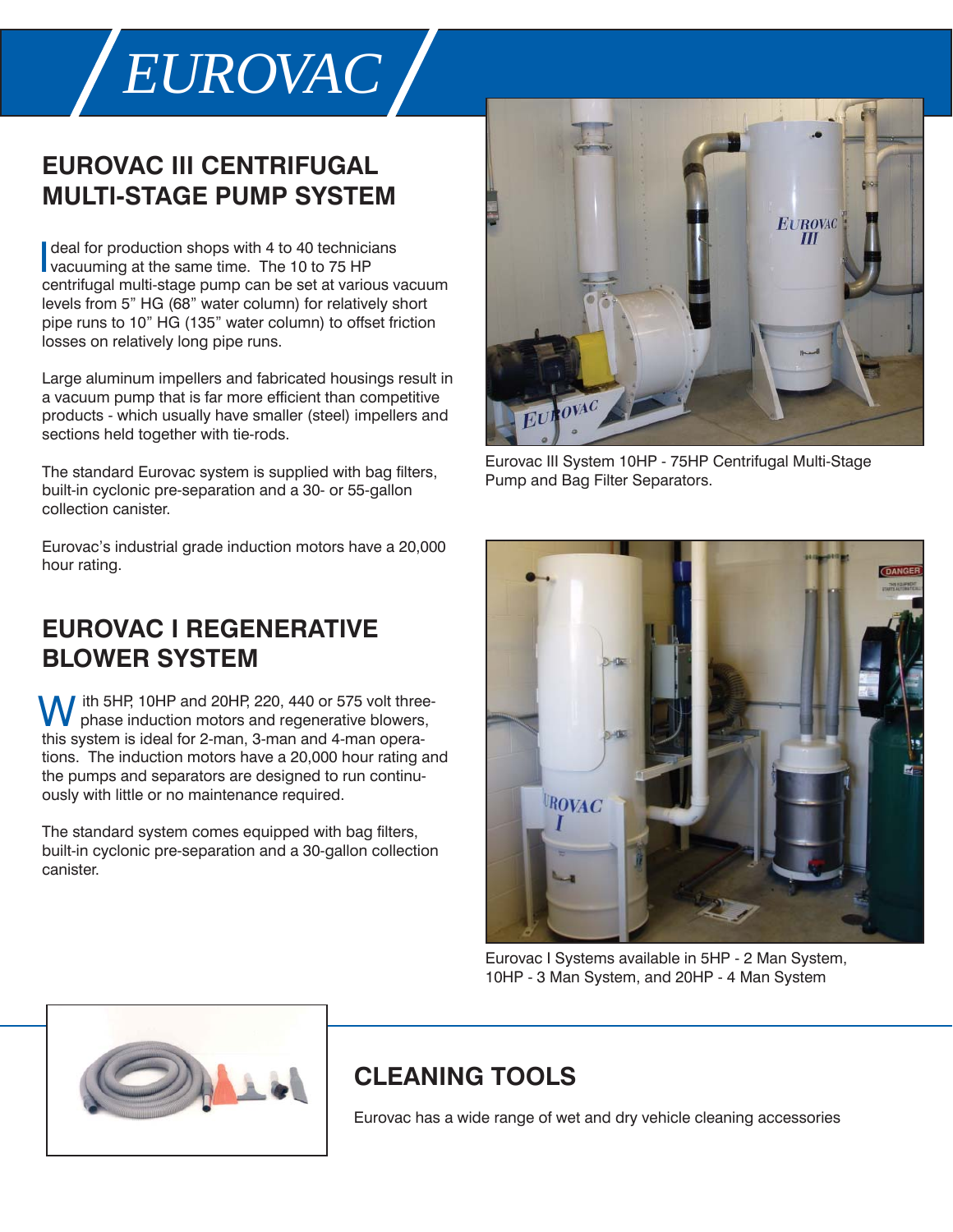// EUROVAC //

## EUROVAC III CENTRIFUGAL MULTI-STAGE PUMP SYSTEM

Ideal for production shops with 4 to 40 technicians vacuuming at the same time. The 10 to 75 HP centrifugal multi-stage pump can be set at various vacuum levels from 5" HG (68" water column) for relatively short pipe runs to 10" HG (135" water column) to offset friction losses on relatively long pipe runs.

Large aluminum impellers and fabricated housings result in a vacuum pump that is far more efficient than competitive products - which usually have smaller (steel) impellers and sections held together with tie-rods.

The standard Eurovac system is supplied with bag filters, built-in cyclonic pre-separation and a 30- or 55-gallon collection canister.

Eurovac's industrial grade induction motors have a 20,000 hour rating.

Eurovac III System 10HP - 75HP Centrifugal Multi-Stage Pump and Bag Filter Separators.

## EUROVAC I REGENERATIVE BLOWER SYSTEM

With 5HP, 10HP and 20HP, 220, 440 or 575 volt three-phase induction motors and regenerative blowers, this system is ideal for 2-man, 3-man and 4-man operations. The induction motors have a 20,000 hour rating and the pumps and separators are designed to run continuously with little or no maintenance required.

The standard system comes equipped with bag filters, built-in cyclonic pre-separation and a 30-gallon collection canister.

Eurovac I Systems available in 5HP - 2 Man System, 10HP - 3 Man System, and 20HP - 4 Man System

## CLEANING TOOLS

Eurovac has a wide range of wet and dry vehicle cleaning accessories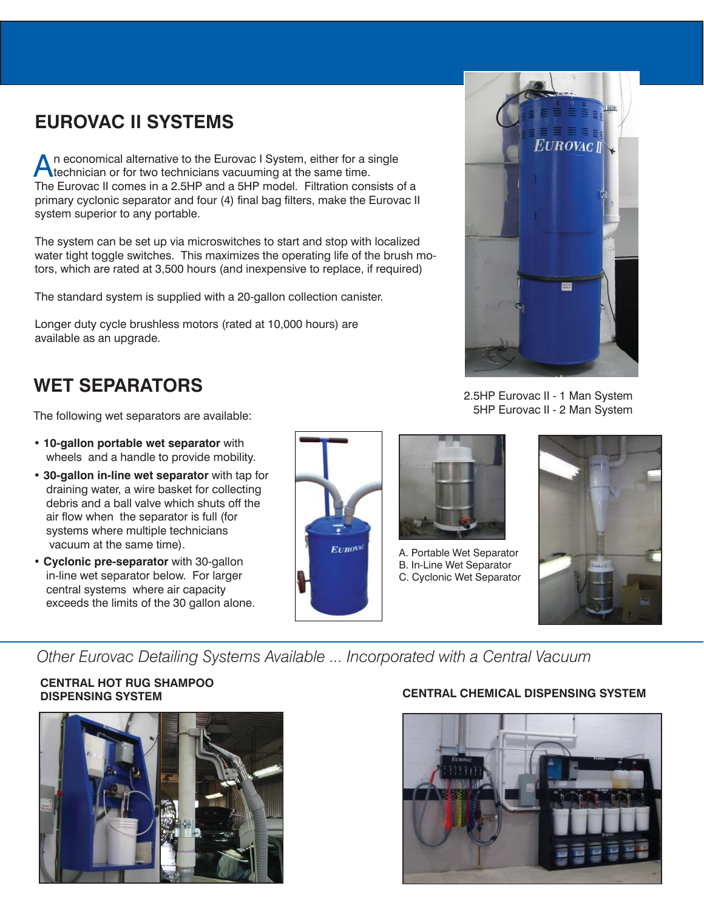## EUROVAC II SYSTEMS

An economical alternative to the Eurovac I System, either for a single technician or for two technicians vacuuming at the same time. The Eurovac II comes in a 2.5HP and a 5HP model. Filtration consists of a primary cyclonic separator and four (4) final bag filters, make the Eurovac II system superior to any portable.

The system can be set up via microswitches to start and stop with localized water tight toggle switches. This maximizes the operating life of the brush motors, which are rated at 3,500 hours (and inexpensive to replace, if required)

The standard system is supplied with a 20-gallon collection canister.

Longer duty cycle brushless motors (rated at 10,000 hours) are available as an upgrade.

2.5HP Eurovac II - 1 Man System
5HP Eurovac II - 2 Man System

## WET SEPARATORS

The following wet separators are available:

- **10-gallon portable wet separator** with wheels and a handle to provide mobility.
- **30-gallon in-line wet separator** with tap for draining water, a wire basket for collecting debris and a ball valve which shuts off the air flow when the separator is full (for systems where multiple technicians vacuum at the same time).
- **Cyclonic pre-separator** with 30-gallon in-line wet separator below. For larger central systems where air capacity exceeds the limits of the 30 gallon alone.

A. Portable Wet Separator
B. In-Line Wet Separator
C. Cyclonic Wet Separator

*Other Eurovac Detailing Systems Available ... Incorporated with a Central Vacuum*

**CENTRAL HOT RUG SHAMPOO DISPENSING SYSTEM**

**CENTRAL CHEMICAL DISPENSING SYSTEM**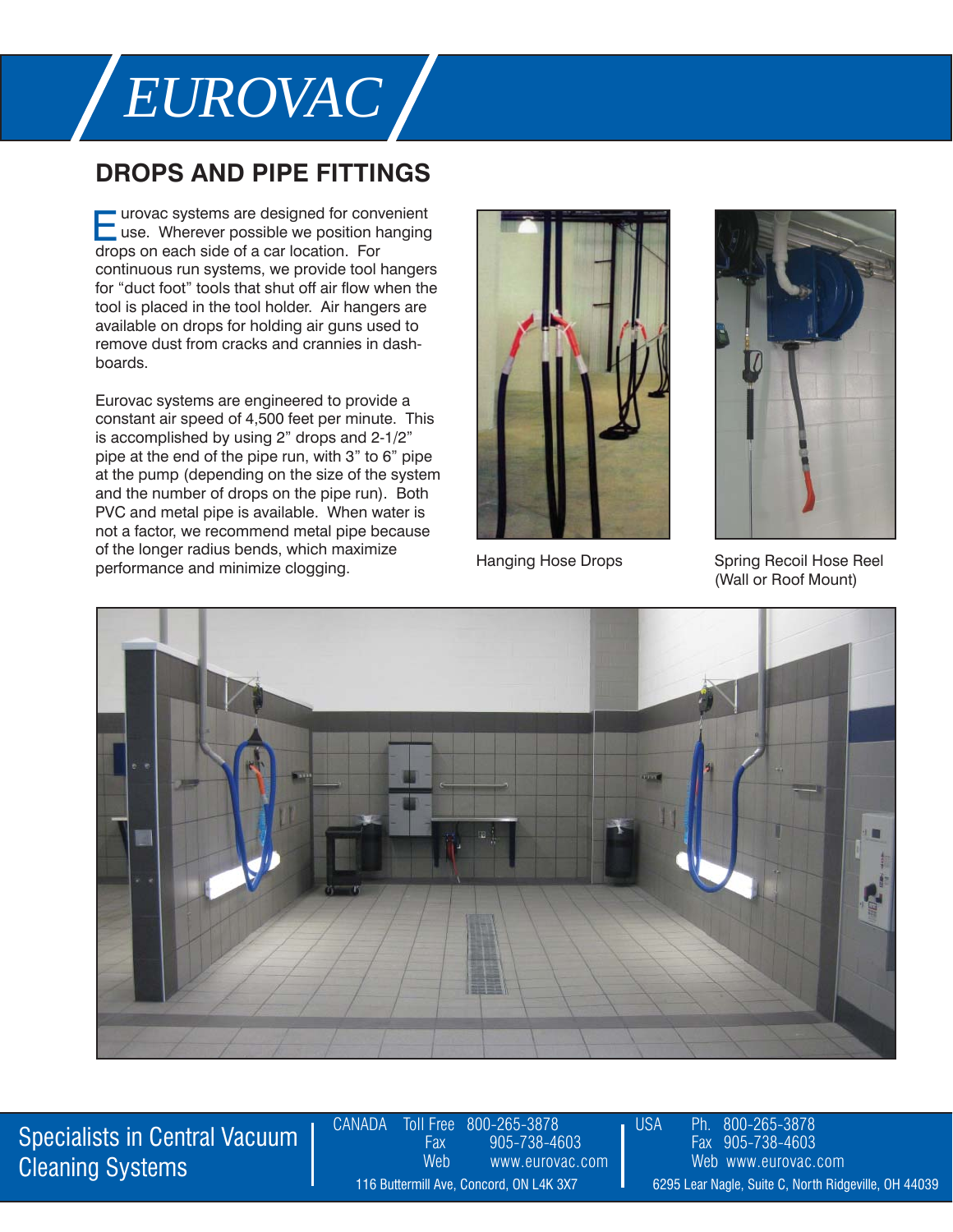# EUROVAC

## DROPS AND PIPE FITTINGS

Eurovac systems are designed for convenient use. Wherever possible we position hanging drops on each side of a car location. For continuous run systems, we provide tool hangers for "duct foot" tools that shut off air flow when the tool is placed in the tool holder. Air hangers are available on drops for holding air guns used to remove dust from cracks and crannies in dash-boards.

Eurovac systems are engineered to provide a constant air speed of 4,500 feet per minute. This is accomplished by using 2" drops and 2-1/2" pipe at the end of the pipe run, with 3" to 6" pipe at the pump (depending on the size of the system and the number of drops on the pipe run). Both PVC and metal pipe is available. When water is not a factor, we recommend metal pipe because of the longer radius bends, which maximize performance and minimize clogging.

Hanging Hose Drops

Spring Recoil Hose Reel (Wall or Roof Mount)

Specialists in Central Vacuum Cleaning Systems

CANADA Toll Free 800-265-3878
Fax 905-738-4603
Web www.eurovac.com
116 Buttermill Ave, Concord, ON L4K 3X7

USA Ph. 800-265-3878
Fax 905-738-4603
Web www.eurovac.com
6295 Lear Nagle, Suite C, North Ridgeville, OH 44039